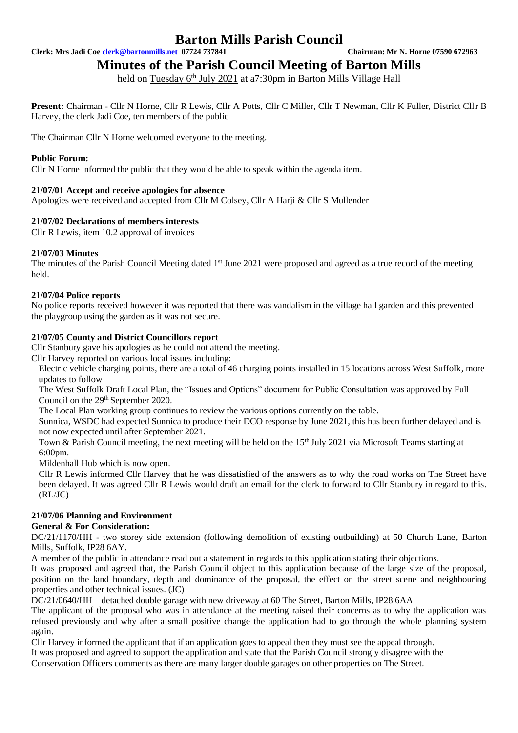# Barton Mills Parish Council

**Clerk: Mrs Jadi Coe clerk@bartonmills.net 07724 737841 Chairman: Mr N. Horne 07590 672963**

## Minutes of the Parish Council Meeting of Barton Mills

held on Tuesday 6th July 2021 at a7:30pm in Barton Mills Village Hall

**Present:** Chairman - Cllr N Horne, Cllr R Lewis, Cllr A Potts, Cllr C Miller, Cllr T Newman, Cllr K Fuller, District Cllr B Harvey, the clerk Jadi Coe, ten members of the public

The Chairman Cllr N Horne welcomed everyone to the meeting.

**Public Forum:**

Cllr N Horne informed the public that they would be able to speak within the agenda item.

**21/07/01 Accept and receive apologies for absence**

Apologies were received and accepted from Cllr M Colsey, Cllr A Harji & Cllr S Mullender

**21/07/02 Declarations of members interests**

Cllr R Lewis, item 10.2 approval of invoices

**21/07/03 Minutes**

The minutes of the Parish Council Meeting dated 1st June 2021 were proposed and agreed as a true record of the meeting held.

**21/07/04 Police reports**

No police reports received however it was reported that there was vandalism in the village hall garden and this prevented the playgroup using the garden as it was not secure.

**21/07/05 County and District Councillors report**

Cllr Stanbury gave his apologies as he could not attend the meeting.

Cllr Harvey reported on various local issues including:

Electric vehicle charging points, there are a total of 46 charging points installed in 15 locations across West Suffolk, more updates to follow

The West Suffolk Draft Local Plan, the "Issues and Options" document for Public Consultation was approved by Full Council on the 29th September 2020.

The Local Plan working group continues to review the various options currently on the table.

Sunnica, WSDC had expected Sunnica to produce their DCO response by June 2021, this has been further delayed and is not now expected until after September 2021.

Town & Parish Council meeting, the next meeting will be held on the 15th July 2021 via Microsoft Teams starting at 6:00pm.

Mildenhall Hub which is now open.

Cllr R Lewis informed Cllr Harvey that he was dissatisfied of the answers as to why the road works on The Street have been delayed. It was agreed Cllr R Lewis would draft an email for the clerk to forward to Cllr Stanbury in regard to this. (RL/JC)

**21/07/06 Planning and Environment**

**General & For Consideration:**

DC/21/1170/HH - two storey side extension (following demolition of existing outbuilding) at 50 Church Lane, Barton Mills, Suffolk, IP28 6AY.

A member of the public in attendance read out a statement in regards to this application stating their objections.

It was proposed and agreed that, the Parish Council object to this application because of the large size of the proposal, position on the land boundary, depth and dominance of the proposal, the effect on the street scene and neighbouring properties and other technical issues. (JC)

DC/21/0640/HH – detached double garage with new driveway at 60 The Street, Barton Mills, IP28 6AA

The applicant of the proposal who was in attendance at the meeting raised their concerns as to why the application was refused previously and why after a small positive change the application had to go through the whole planning system again.

Cllr Harvey informed the applicant that if an application goes to appeal then they must see the appeal through.

It was proposed and agreed to support the application and state that the Parish Council strongly disagree with the Conservation Officers comments as there are many larger double garages on other properties on The Street.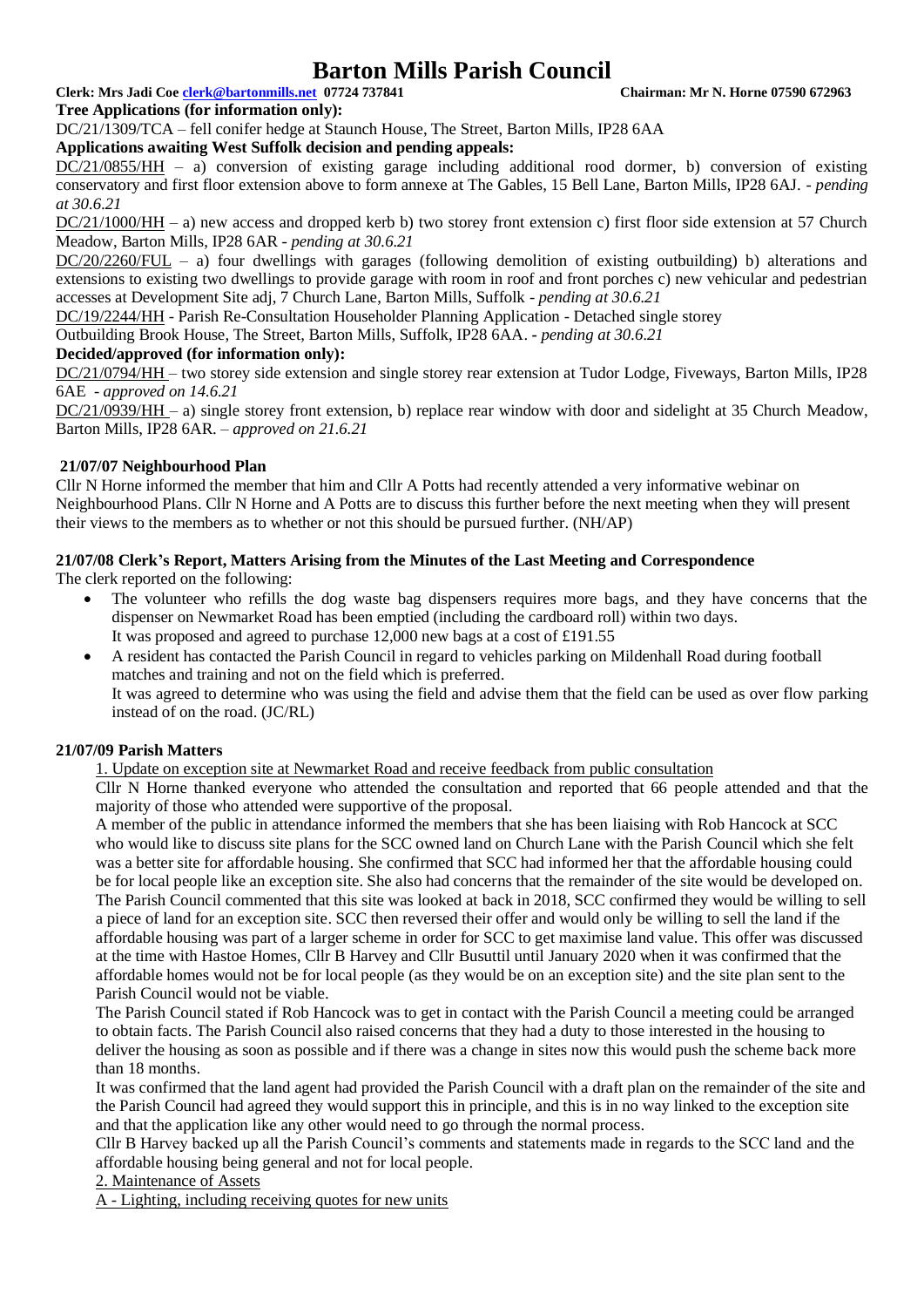**Tree Applications (for information only):**

DC/21/1309/TCA – fell conifer hedge at Staunch House, The Street, Barton Mills, IP28 6AA

**Applications awaiting West Suffolk decision and pending appeals:**

DC/21/0855/HH – a) conversion of existing garage including additional rood dormer, b) conversion of existing conservatory and first floor extension above to form annexe at The Gables, 15 Bell Lane, Barton Mills, IP28 6AJ. - *pending at 30.6.21*

DC/21/1000/HH – a) new access and dropped kerb b) two storey front extension c) first floor side extension at 57 Church Meadow, Barton Mills, IP28 6AR - *pending at 30.6.21*

DC/20/2260/FUL – a) four dwellings with garages (following demolition of existing outbuilding) b) alterations and extensions to existing two dwellings to provide garage with room in roof and front porches c) new vehicular and pedestrian accesses at Development Site adj, 7 Church Lane, Barton Mills, Suffolk - *pending at 30.6.21*

DC/19/2244/HH - Parish Re-Consultation Householder Planning Application - Detached single storey Outbuilding Brook House, The Street, Barton Mills, Suffolk, IP28 6AA. - *pending at 30.6.21*

**Decided/approved (for information only):**

DC/21/0794/HH – two storey side extension and single storey rear extension at Tudor Lodge, Fiveways, Barton Mills, IP28 6AE - *approved on 14.6.21*

DC/21/0939/HH – a) single storey front extension, b) replace rear window with door and sidelight at 35 Church Meadow, Barton Mills, IP28 6AR. – *approved on 21.6.21*

**21/07/07 Neighbourhood Plan**

Cllr N Horne informed the member that him and Cllr A Potts had recently attended a very informative webinar on Neighbourhood Plans. Cllr N Horne and A Potts are to discuss this further before the next meeting when they will present their views to the members as to whether or not this should be pursued further. (NH/AP)

**21/07/08 Clerk's Report, Matters Arising from the Minutes of the Last Meeting and Correspondence**

The clerk reported on the following:

- The volunteer who refills the dog waste bag dispensers requires more bags, and they have concerns that the dispenser on Newmarket Road has been emptied (including the cardboard roll) within two days.
  It was proposed and agreed to purchase 12,000 new bags at a cost of £191.55
- A resident has contacted the Parish Council in regard to vehicles parking on Mildenhall Road during football matches and training and not on the field which is preferred.
  It was agreed to determine who was using the field and advise them that the field can be used as over flow parking instead of on the road. (JC/RL)

**21/07/09 Parish Matters**

1. Update on exception site at Newmarket Road and receive feedback from public consultation

Cllr N Horne thanked everyone who attended the consultation and reported that 66 people attended and that the majority of those who attended were supportive of the proposal.

A member of the public in attendance informed the members that she has been liaising with Rob Hancock at SCC who would like to discuss site plans for the SCC owned land on Church Lane with the Parish Council which she felt was a better site for affordable housing. She confirmed that SCC had informed her that the affordable housing could be for local people like an exception site. She also had concerns that the remainder of the site would be developed on. The Parish Council commented that this site was looked at back in 2018, SCC confirmed they would be willing to sell a piece of land for an exception site. SCC then reversed their offer and would only be willing to sell the land if the affordable housing was part of a larger scheme in order for SCC to get maximise land value. This offer was discussed at the time with Hastoe Homes, Cllr B Harvey and Cllr Busuttil until January 2020 when it was confirmed that the affordable homes would not be for local people (as they would be on an exception site) and the site plan sent to the Parish Council would not be viable.

The Parish Council stated if Rob Hancock was to get in contact with the Parish Council a meeting could be arranged to obtain facts. The Parish Council also raised concerns that they had a duty to those interested in the housing to deliver the housing as soon as possible and if there was a change in sites now this would push the scheme back more than 18 months.

It was confirmed that the land agent had provided the Parish Council with a draft plan on the remainder of the site and the Parish Council had agreed they would support this in principle, and this is in no way linked to the exception site and that the application like any other would need to go through the normal process.

Cllr B Harvey backed up all the Parish Council's comments and statements made in regards to the SCC land and the affordable housing being general and not for local people.

2. Maintenance of Assets

A - Lighting, including receiving quotes for new units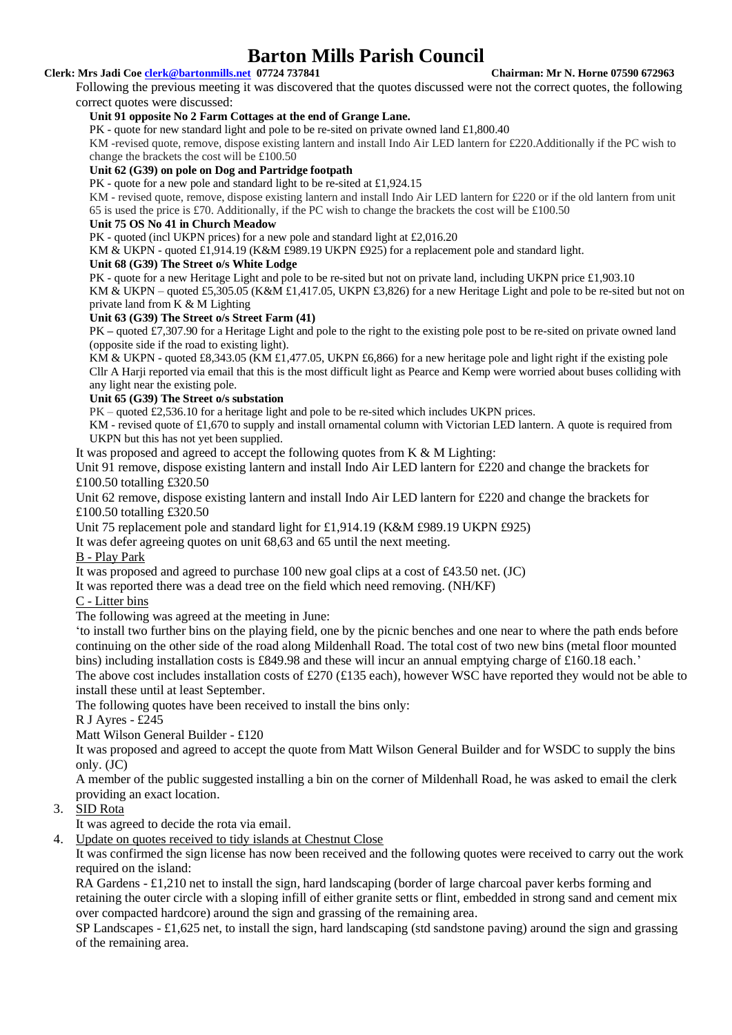Following the previous meeting it was discovered that the quotes discussed were not the correct quotes, the following correct quotes were discussed:

**Unit 91 opposite No 2 Farm Cottages at the end of Grange Lane.**

PK - quote for new standard light and pole to be re-sited on private owned land £1,800.40

KM -revised quote, remove, dispose existing lantern and install Indo Air LED lantern for £220.Additionally if the PC wish to change the brackets the cost will be £100.50

**Unit 62 (G39) on pole on Dog and Partridge footpath**

PK - quote for a new pole and standard light to be re-sited at £1,924.15

KM - revised quote, remove, dispose existing lantern and install Indo Air LED lantern for £220 or if the old lantern from unit 65 is used the price is £70. Additionally, if the PC wish to change the brackets the cost will be £100.50

**Unit 75 OS No 41 in Church Meadow**

PK - quoted (incl UKPN prices) for a new pole and standard light at £2,016.20

KM & UKPN - quoted £1,914.19 (K&M £989.19 UKPN £925) for a replacement pole and standard light.

**Unit 68 (G39) The Street o/s White Lodge**

PK - quote for a new Heritage Light and pole to be re-sited but not on private land, including UKPN price £1,903.10

KM & UKPN – quoted £5,305.05 (K&M £1,417.05, UKPN £3,826) for a new Heritage Light and pole to be re-sited but not on private land from K & M Lighting

**Unit 63 (G39) The Street o/s Street Farm (41)**

PK – quoted £7,307.90 for a Heritage Light and pole to the right to the existing pole post to be re-sited on private owned land (opposite side if the road to existing light).

KM & UKPN - quoted £8,343.05 (KM £1,477.05, UKPN £6,866) for a new heritage pole and light right if the existing pole Cllr A Harji reported via email that this is the most difficult light as Pearce and Kemp were worried about buses colliding with any light near the existing pole.

**Unit 65 (G39) The Street o/s substation**

PK – quoted £2,536.10 for a heritage light and pole to be re-sited which includes UKPN prices.

KM - revised quote of £1,670 to supply and install ornamental column with Victorian LED lantern. A quote is required from UKPN but this has not yet been supplied.

It was proposed and agreed to accept the following quotes from K & M Lighting:

Unit 91 remove, dispose existing lantern and install Indo Air LED lantern for £220 and change the brackets for £100.50 totalling £320.50

Unit 62 remove, dispose existing lantern and install Indo Air LED lantern for £220 and change the brackets for £100.50 totalling £320.50

Unit 75 replacement pole and standard light for £1,914.19 (K&M £989.19 UKPN £925)

It was defer agreeing quotes on unit 68,63 and 65 until the next meeting.

B - Play Park

It was proposed and agreed to purchase 100 new goal clips at a cost of £43.50 net. (JC)

It was reported there was a dead tree on the field which need removing. (NH/KF)

C - Litter bins

The following was agreed at the meeting in June:

'to install two further bins on the playing field, one by the picnic benches and one near to where the path ends before continuing on the other side of the road along Mildenhall Road. The total cost of two new bins (metal floor mounted bins) including installation costs is £849.98 and these will incur an annual emptying charge of £160.18 each.'

The above cost includes installation costs of £270 (£135 each), however WSC have reported they would not be able to install these until at least September.

The following quotes have been received to install the bins only:

R J Ayres - £245

Matt Wilson General Builder - £120

It was proposed and agreed to accept the quote from Matt Wilson General Builder and for WSDC to supply the bins only. (JC)

A member of the public suggested installing a bin on the corner of Mildenhall Road, he was asked to email the clerk providing an exact location.

3. SID Rota

   It was agreed to decide the rota via email.

4. Update on quotes received to tidy islands at Chestnut Close

   It was confirmed the sign license has now been received and the following quotes were received to carry out the work required on the island:

   RA Gardens - £1,210 net to install the sign, hard landscaping (border of large charcoal paver kerbs forming and retaining the outer circle with a sloping infill of either granite setts or flint, embedded in strong sand and cement mix over compacted hardcore) around the sign and grassing of the remaining area.

   SP Landscapes - £1,625 net, to install the sign, hard landscaping (std sandstone paving) around the sign and grassing of the remaining area.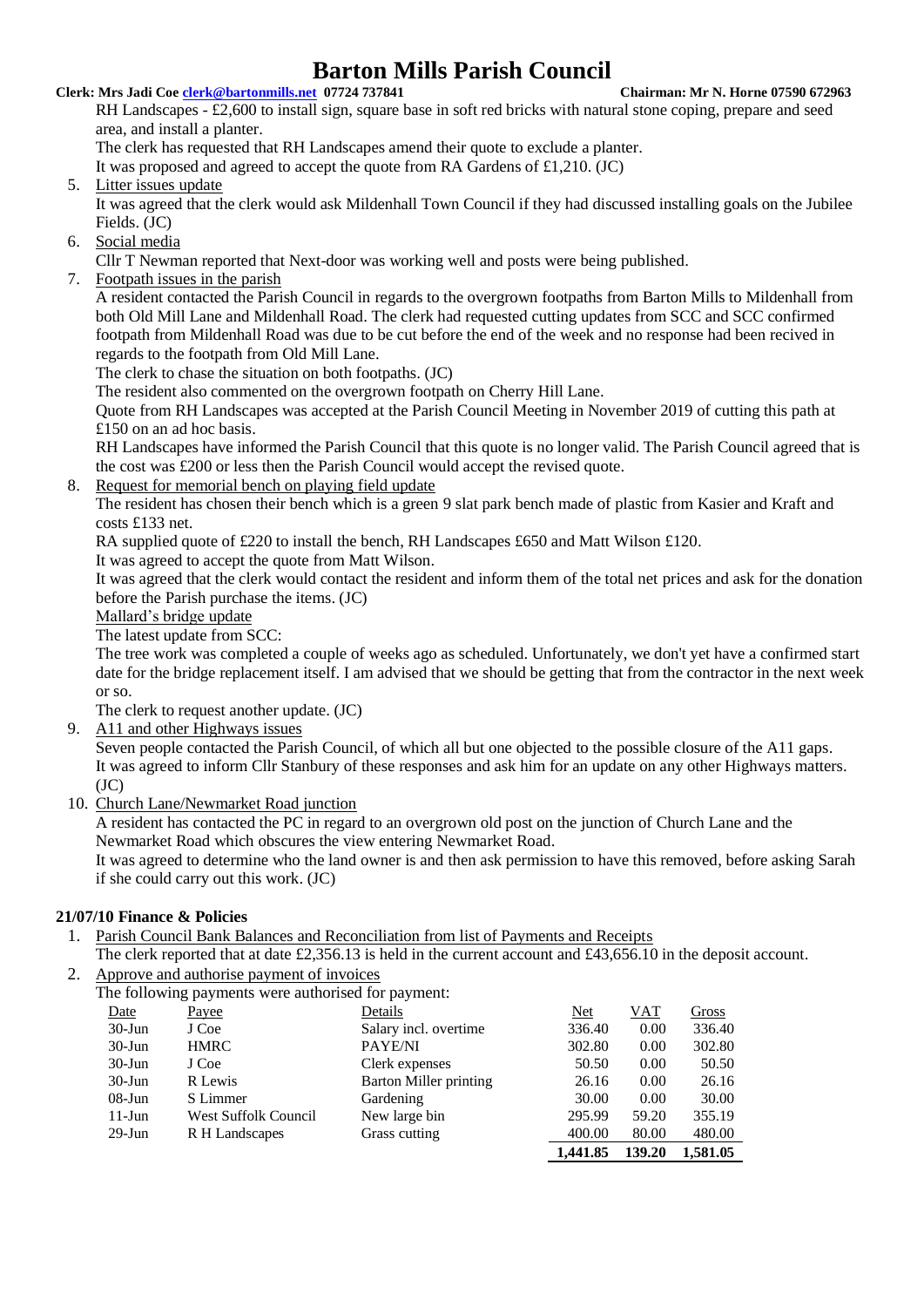RH Landscapes - £2,600 to install sign, square base in soft red bricks with natural stone coping, prepare and seed area, and install a planter.

The clerk has requested that RH Landscapes amend their quote to exclude a planter.

It was proposed and agreed to accept the quote from RA Gardens of £1,210. (JC)

5. Litter issues update

   It was agreed that the clerk would ask Mildenhall Town Council if they had discussed installing goals on the Jubilee Fields. (JC)

6. Social media

   Cllr T Newman reported that Next-door was working well and posts were being published.

7. Footpath issues in the parish

   A resident contacted the Parish Council in regards to the overgrown footpaths from Barton Mills to Mildenhall from both Old Mill Lane and Mildenhall Road. The clerk had requested cutting updates from SCC and SCC confirmed footpath from Mildenhall Road was due to be cut before the end of the week and no response had been recived in regards to the footpath from Old Mill Lane.

   The clerk to chase the situation on both footpaths. (JC)

   The resident also commented on the overgrown footpath on Cherry Hill Lane.

   Quote from RH Landscapes was accepted at the Parish Council Meeting in November 2019 of cutting this path at £150 on an ad hoc basis.

   RH Landscapes have informed the Parish Council that this quote is no longer valid. The Parish Council agreed that is the cost was £200 or less then the Parish Council would accept the revised quote.

8. Request for memorial bench on playing field update

   The resident has chosen their bench which is a green 9 slat park bench made of plastic from Kasier and Kraft and costs £133 net.

   RA supplied quote of £220 to install the bench, RH Landscapes £650 and Matt Wilson £120.

   It was agreed to accept the quote from Matt Wilson.

   It was agreed that the clerk would contact the resident and inform them of the total net prices and ask for the donation before the Parish purchase the items. (JC)

   Mallard's bridge update

   The latest update from SCC:

   The tree work was completed a couple of weeks ago as scheduled. Unfortunately, we don't yet have a confirmed start date for the bridge replacement itself. I am advised that we should be getting that from the contractor in the next week or so.

   The clerk to request another update. (JC)

9. A11 and other Highways issues

   Seven people contacted the Parish Council, of which all but one objected to the possible closure of the A11 gaps. It was agreed to inform Cllr Stanbury of these responses and ask him for an update on any other Highways matters. (JC)

10. Church Lane/Newmarket Road junction

    A resident has contacted the PC in regard to an overgrown old post on the junction of Church Lane and the Newmarket Road which obscures the view entering Newmarket Road.

    It was agreed to determine who the land owner is and then ask permission to have this removed, before asking Sarah if she could carry out this work. (JC)

**21/07/10 Finance & Policies**

1. Parish Council Bank Balances and Reconciliation from list of Payments and Receipts

   The clerk reported that at date £2,356.13 is held in the current account and £43,656.10 in the deposit account.

2. Approve and authorise payment of invoices

   The following payments were authorised for payment:

| Date | Payee | Details | Net | VAT | Gross |
|---|---|---|---|---|---|
| 30-Jun | J Coe | Salary incl. overtime | 336.40 | 0.00 | 336.40 |
| 30-Jun | HMRC | PAYE/NI | 302.80 | 0.00 | 302.80 |
| 30-Jun | J Coe | Clerk expenses | 50.50 | 0.00 | 50.50 |
| 30-Jun | R Lewis | Barton Miller printing | 26.16 | 0.00 | 26.16 |
| 08-Jun | S Limmer | Gardening | 30.00 | 0.00 | 30.00 |
| 11-Jun | West Suffolk Council | New large bin | 295.99 | 59.20 | 355.19 |
| 29-Jun | R H Landscapes | Grass cutting | 400.00 | 80.00 | 480.00 |
| | | | **1,441.85** | **139.20** | **1,581.05** |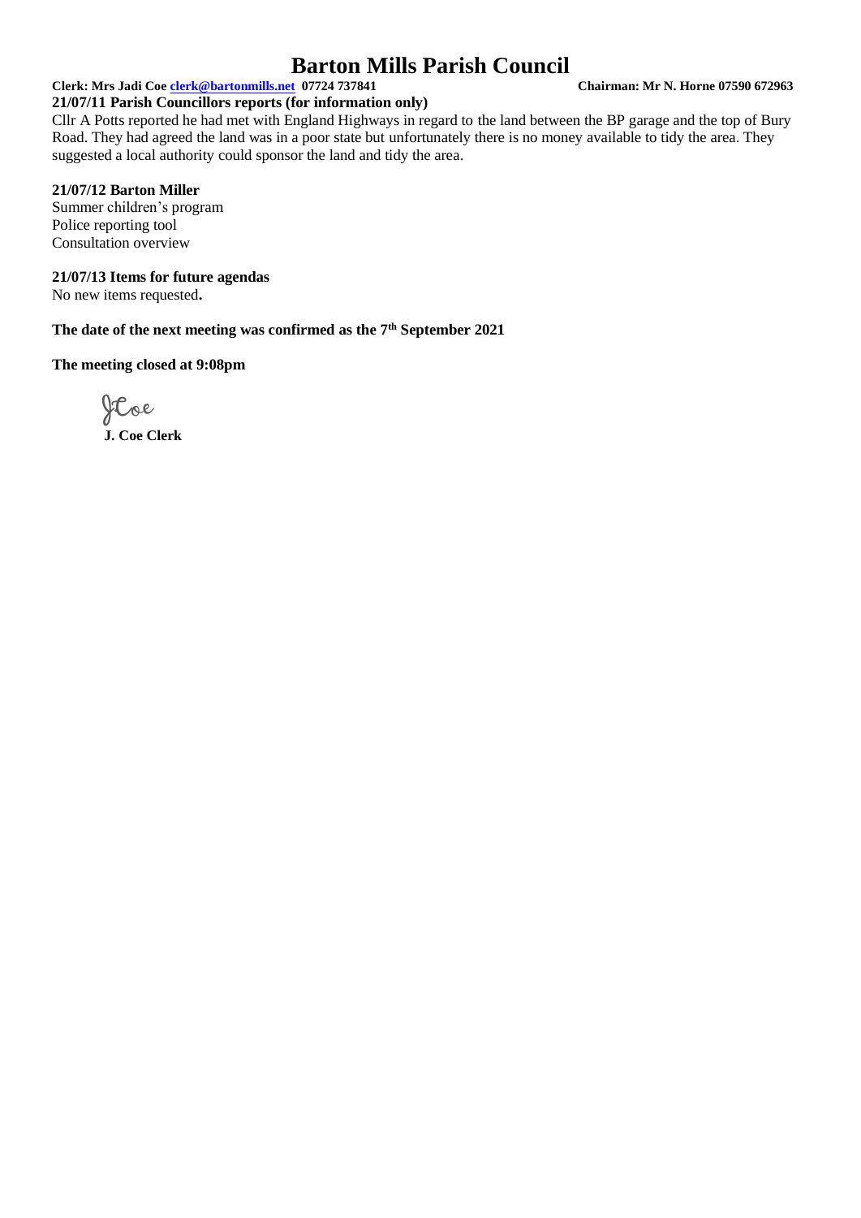**21/07/11 Parish Councillors reports (for information only)**

Cllr A Potts reported he had met with England Highways in regard to the land between the BP garage and the top of Bury Road. They had agreed the land was in a poor state but unfortunately there is no money available to tidy the area. They suggested a local authority could sponsor the land and tidy the area.

**21/07/12 Barton Miller**

Summer children's program
Police reporting tool
Consultation overview

**21/07/13 Items for future agendas**

No new items requested**.**

**The date of the next meeting was confirmed as the 7th September 2021**

**The meeting closed at 9:08pm**

JCoe

**J. Coe Clerk**